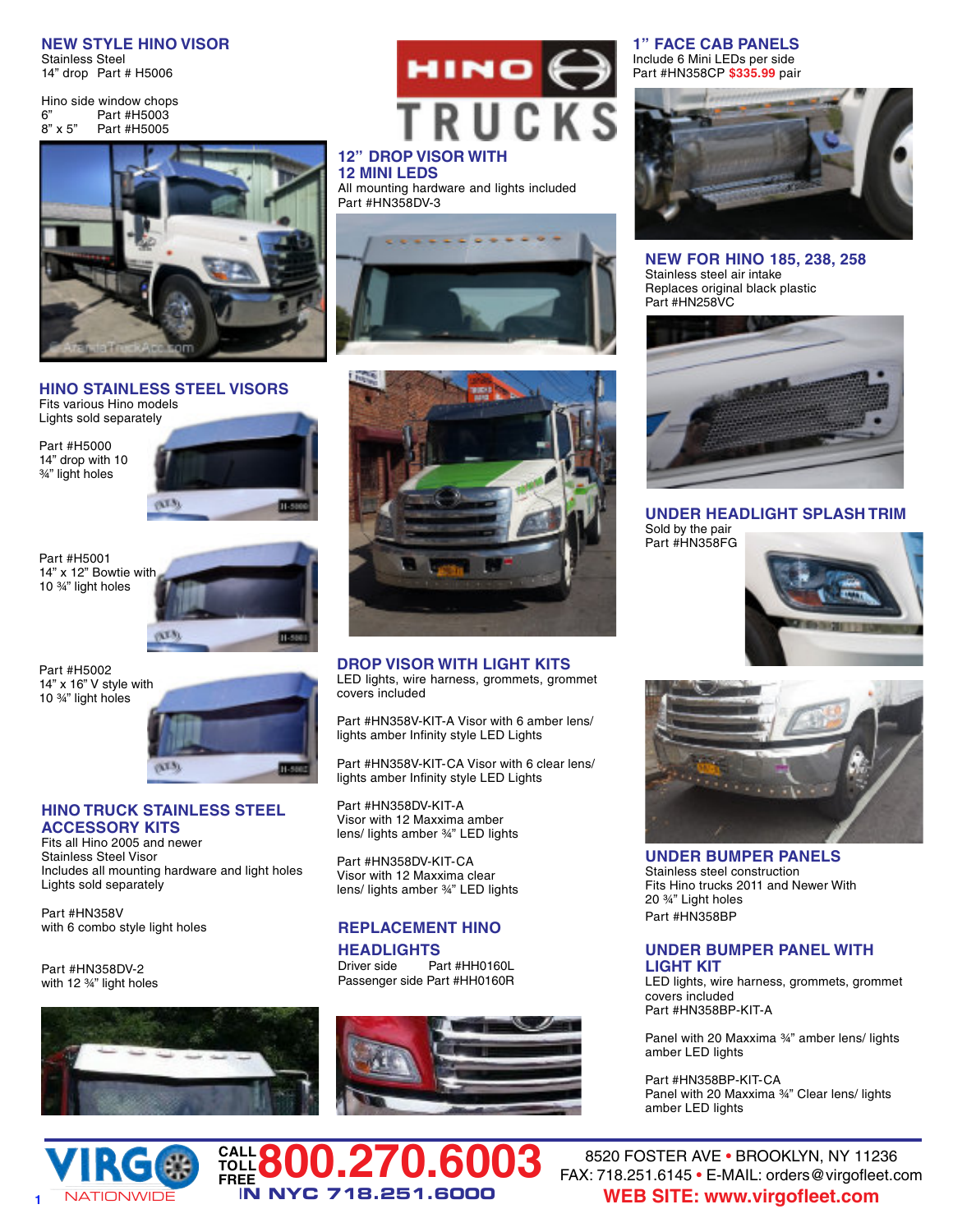## NEW STYLE HINO VISOR

Stainless Steel
14" drop Part # H5006

Hino side window chops
6" Part #H5003
8" x 5" Part #H5005

## HINO STAINLESS STEEL VISORS

Fits various Hino models
Lights sold separately

Part #H5000
14" drop with 10 ¾" light holes

Part #H5001
14" x 12" Bowtie with 10 ¾" light holes

Part #H5002
14" x 16" V style with 10 ¾" light holes

## HINO TRUCK STAINLESS STEEL ACCESSORY KITS

Fits all Hino 2005 and newer
Stainless Steel Visor
Includes all mounting hardware and light holes
Lights sold separately

Part #HN358V
with 6 combo style light holes

Part #HN358DV-2
with 12 ¾" light holes

HINO TRUCKS

## 12" DROP VISOR WITH 12 MINI LEDS

All mounting hardware and lights included
Part #HN358DV-3

## DROP VISOR WITH LIGHT KITS

LED lights, wire harness, grommets, grommet covers included

Part #HN358V-KIT-A Visor with 6 amber lens/ lights amber Infinity style LED Lights

Part #HN358V-KIT-CA Visor with 6 clear lens/ lights amber Infinity style LED Lights

Part #HN358DV-KIT-A
Visor with 12 Maxxima amber lens/ lights amber ¾" LED lights

Part #HN358DV-KIT-CA
Visor with 12 Maxxima clear lens/ lights amber ¾" LED lights

## REPLACEMENT HINO HEADLIGHTS

Driver side Part #HH0160L
Passenger side Part #HH0160R

## 1" FACE CAB PANELS

Include 6 Mini LEDs per side
Part #HN358CP **$335.99** pair

## NEW FOR HINO 185, 238, 258

Stainless steel air intake
Replaces original black plastic
Part #HN258VC

## UNDER HEADLIGHT SPLASH TRIM

Sold by the pair
Part #HN358FG

## UNDER BUMPER PANELS

Stainless steel construction
Fits Hino trucks 2011 and Newer With 20 ¾" Light holes
Part #HN358BP

## UNDER BUMPER PANEL WITH LIGHT KIT

LED lights, wire harness, grommets, grommet covers included
Part #HN358BP-KIT-A

Panel with 20 Maxxima ¾" amber lens/ lights amber LED lights

Part #HN358BP-KIT-CA
Panel with 20 Maxxima ¾" Clear lens/ lights amber LED lights

VIRGO NATIONWIDE

CALL TOLL FREE **800.270.6003**
IN NYC 718.251.6000

8520 FOSTER AVE • BROOKLYN, NY 11236
FAX: 718.251.6145 • E-MAIL: orders@virgofleet.com
**WEB SITE: www.virgofleet.com**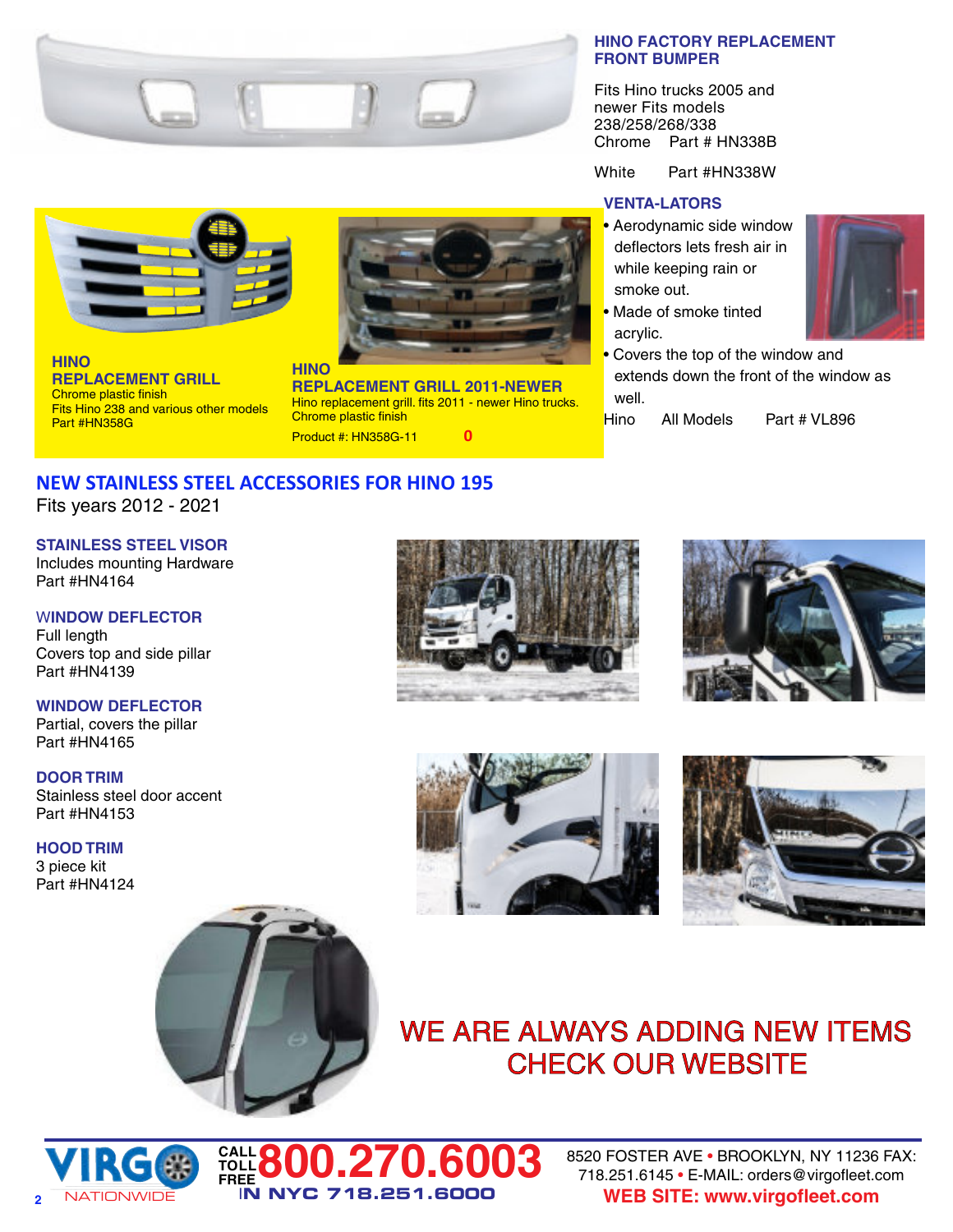### HINO FACTORY REPLACEMENT FRONT BUMPER

Fits Hino trucks 2005 and newer Fits models 238/258/268/338
Chrome    Part # HN338B

White    Part #HN338W

### HINO REPLACEMENT GRILL

Chrome plastic finish
Fits Hino 238 and various other models
Part #HN358G

### HINO REPLACEMENT GRILL 2011-NEWER

Hino replacement grill. fits 2011 - newer Hino trucks.
Chrome plastic finish
Product #: HN358G-11    0

### VENTA-LATORS

- Aerodynamic side window deflectors lets fresh air in while keeping rain or smoke out.
- Made of smoke tinted acrylic.
- Covers the top of the window and extends down the front of the window as well.

Hino    All Models    Part # VL896

## NEW STAINLESS STEEL ACCESSORIES FOR HINO 195

Fits years 2012 - 2021

### STAINLESS STEEL VISOR

Includes mounting Hardware
Part #HN4164

### WINDOW DEFLECTOR

Full length
Covers top and side pillar
Part #HN4139

### WINDOW DEFLECTOR

Partial, covers the pillar
Part #HN4165

### DOOR TRIM

Stainless steel door accent
Part #HN4153

### HOOD TRIM

3 piece kit
Part #HN4124

## WE ARE ALWAYS ADDING NEW ITEMS CHECK OUR WEBSITE

VIRGO NATIONWIDE

CALL TOLL FREE 800.270.6003
IN NYC 718.251.6000

8520 FOSTER AVE • BROOKLYN, NY 11236 FAX: 718.251.6145 • E-MAIL: orders@virgofleet.com
WEB SITE: www.virgofleet.com